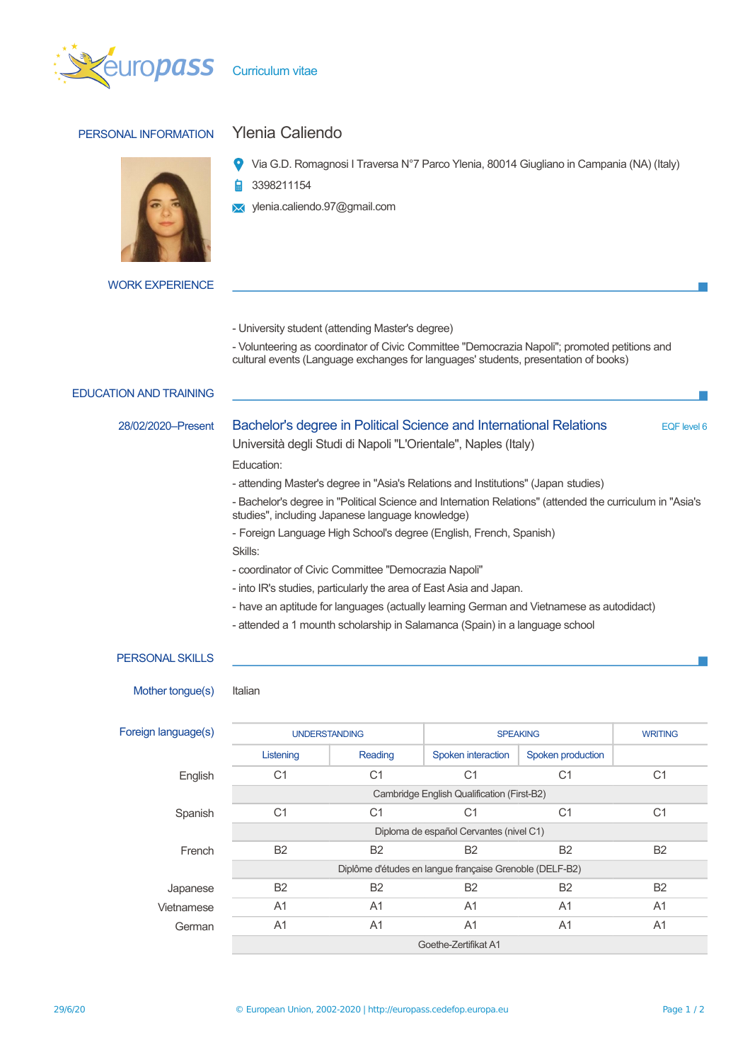europass Curriculum vitae

## PERSONAL INFORMATION

# Ylenia Caliendo

Via G.D. Romagnosi I Traversa N°7 Parco Ylenia, 80014 Giugliano in Campania (NA) (Italy)

3398211154

ylenia.caliendo.97@gmail.com

## WORK EXPERIENCE

- University student (attending Master's degree)

- Volunteering as coordinator of Civic Committee "Democrazia Napoli"; promoted petitions and cultural events (Language exchanges for languages' students, presentation of books)

## EDUCATION AND TRAINING

**28/02/2020–Present**

### Bachelor's degree in Political Science and International Relations

EQF level 6

Università degli Studi di Napoli "L'Orientale", Naples (Italy)

Education:

- attending Master's degree in "Asia's Relations and Institutions" (Japan studies)

- Bachelor's degree in "Political Science and Internation Relations" (attended the curriculum in "Asia's studies", including Japanese language knowledge)

- Foreign Language High School's degree (English, French, Spanish)

Skills:

- coordinator of Civic Committee "Democrazia Napoli"

- into IR's studies, particularly the area of East Asia and Japan.

- have an aptitude for languages (actually learning German and Vietnamese as autodidact)

- attended a 1 mounth scholarship in Salamanca (Spain) in a language school

## PERSONAL SKILLS

**Mother tongue(s)**: Italian

**Foreign language(s)**

| | UNDERSTANDING | | SPEAKING | | WRITING |
|---|---|---|---|---|---|
| | Listening | Reading | Spoken interaction | Spoken production | |
| English | C1 | C1 | C1 | C1 | C1 |
| | Cambridge English Qualification (First-B2) | | | | |
| Spanish | C1 | C1 | C1 | C1 | C1 |
| | Diploma de español Cervantes (nivel C1) | | | | |
| French | B2 | B2 | B2 | B2 | B2 |
| | Diplôme d'études en langue française Grenoble (DELF-B2) | | | | |
| Japanese | B2 | B2 | B2 | B2 | B2 |
| Vietnamese | A1 | A1 | A1 | A1 | A1 |
| German | A1 | A1 | A1 | A1 | A1 |
| | Goethe-Zertifikat A1 | | | | |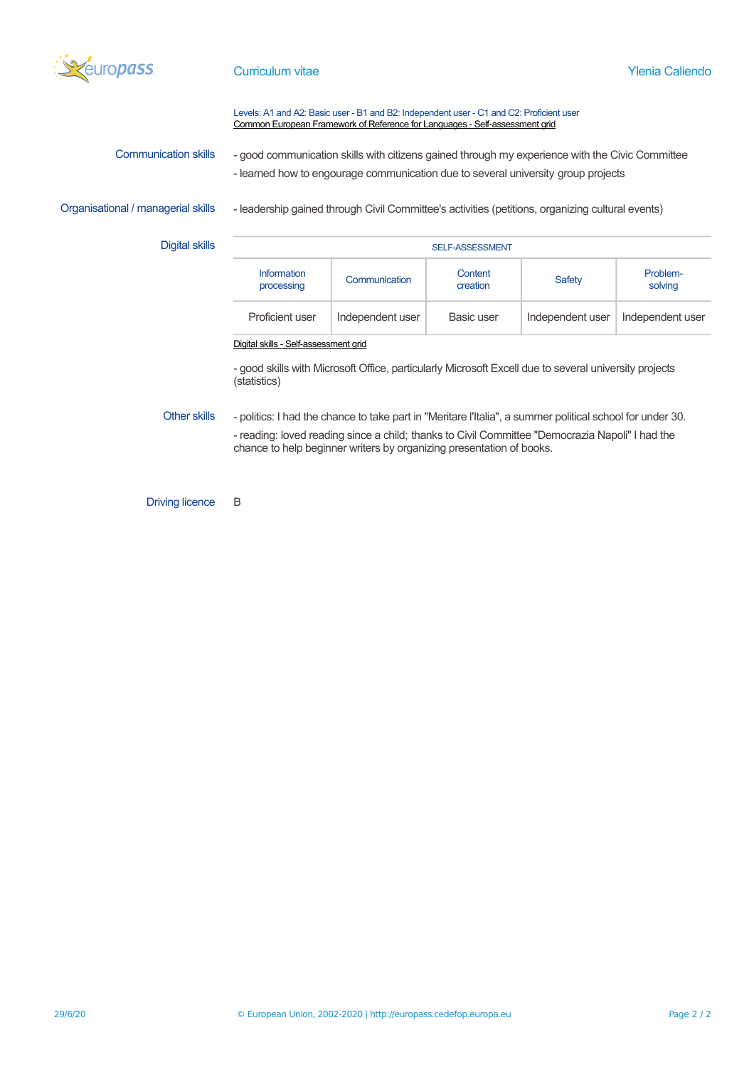Levels: A1 and A2: Basic user - B1 and B2: Independent user - C1 and C2: Proficient user
Common European Framework of Reference for Languages - Self-assessment grid

**Communication skills**

- good communication skills with citizens gained through my experience with the Civic Committee
- learned how to engourage communication due to several university group projects

**Organisational / managerial skills**

- leadership gained through Civil Committee's activities (petitions, organizing cultural events)

**Digital skills**

| SELF-ASSESSMENT | | | | |
|---|---|---|---|---|
| Information processing | Communication | Content creation | Safety | Problem-solving |
| Proficient user | Independent user | Basic user | Independent user | Independent user |

Digital skills - Self-assessment grid

- good skills with Microsoft Office, particularly Microsoft Excell due to several university projects (statistics)

**Other skills**

- politics: I had the chance to take part in "Meritare l'Italia", a summer political school for under 30.
- reading: loved reading since a child; thanks to Civil Committee "Democrazia Napoli" I had the chance to help beginner writers by organizing presentation of books.

**Driving licence**

B